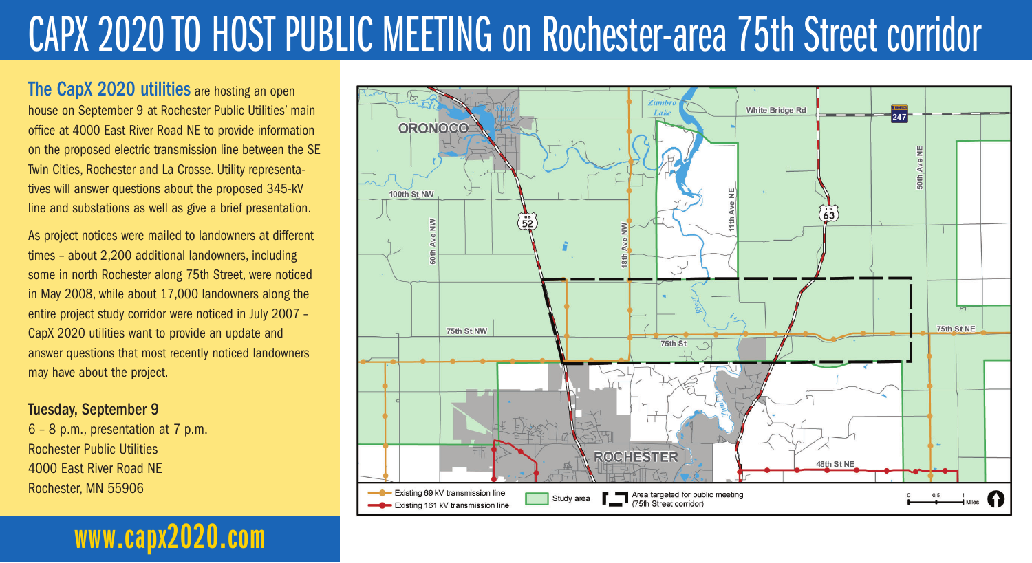# CAPX 2020 TO HOST PUBLIC MEETING on Rochester-area 75th Street corridor

**The CapX 2020 utilities** are hosting an open house on September 9 at Rochester Public Utilities' main office at 4000 East River Road NE to provide information on the proposed electric transmission line between the SE Twin Cities, Rochester and La Crosse. Utility representatives will answer questions about the proposed 345-kV line and substations as well as give a brief presentation.

As project notices were mailed to landowners at different times – about 2,200 additional landowners, including some in north Rochester along 75th Street, were noticed in May 2008, while about 17,000 landowners along the entire project study corridor were noticed in July 2007 – CapX 2020 utilities want to provide an update and answer questions that most recently noticed landowners may have about the project.

**Tuesday, September 9**
6 – 8 p.m., presentation at 7 p.m.
Rochester Public Utilities
4000 East River Road NE
Rochester, MN 55906

**www.capx2020.com**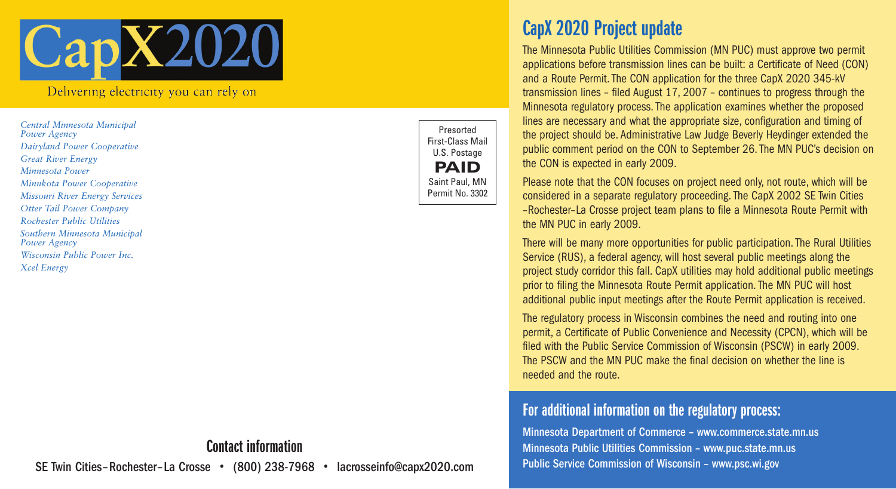# CapX2020

Delivering electricity you can rely on

*Central Minnesota Municipal Power Agency*
*Dairyland Power Cooperative*
*Great River Energy*
*Minnesota Power*
*Minnkota Power Cooperative*
*Missouri River Energy Services*
*Otter Tail Power Company*
*Rochester Public Utilities*
*Southern Minnesota Municipal Power Agency*
*Wisconsin Public Power Inc.*
*Xcel Energy*

Presorted
First-Class Mail
U.S. Postage
**PAID**
Saint Paul, MN
Permit No. 3302

## CapX 2020 Project update

The Minnesota Public Utilities Commission (MN PUC) must approve two permit applications before transmission lines can be built: a Certificate of Need (CON) and a Route Permit. The CON application for the three CapX 2020 345-kV transmission lines – filed August 17, 2007 – continues to progress through the Minnesota regulatory process. The application examines whether the proposed lines are necessary and what the appropriate size, configuration and timing of the project should be. Administrative Law Judge Beverly Heydinger extended the public comment period on the CON to September 26. The MN PUC's decision on the CON is expected in early 2009.

Please note that the CON focuses on project need only, not route, which will be considered in a separate regulatory proceeding. The CapX 2002 SE Twin Cities –Rochester–La Crosse project team plans to file a Minnesota Route Permit with the MN PUC in early 2009.

There will be many more opportunities for public participation. The Rural Utilities Service (RUS), a federal agency, will host several public meetings along the project study corridor this fall. CapX utilities may hold additional public meetings prior to filing the Minnesota Route Permit application. The MN PUC will host additional public input meetings after the Route Permit application is received.

The regulatory process in Wisconsin combines the need and routing into one permit, a Certificate of Public Convenience and Necessity (CPCN), which will be filed with the Public Service Commission of Wisconsin (PSCW) in early 2009. The PSCW and the MN PUC make the final decision on whether the line is needed and the route.

## For additional information on the regulatory process:

**Minnesota Department of Commerce – www.commerce.state.mn.us**
**Minnesota Public Utilities Commission – www.puc.state.mn.us**
**Public Service Commission of Wisconsin – www.psc.wi.gov**

## Contact information

**SE Twin Cities–Rochester–La Crosse • (800) 238-7968 • lacrosseinfo@capx2020.com**